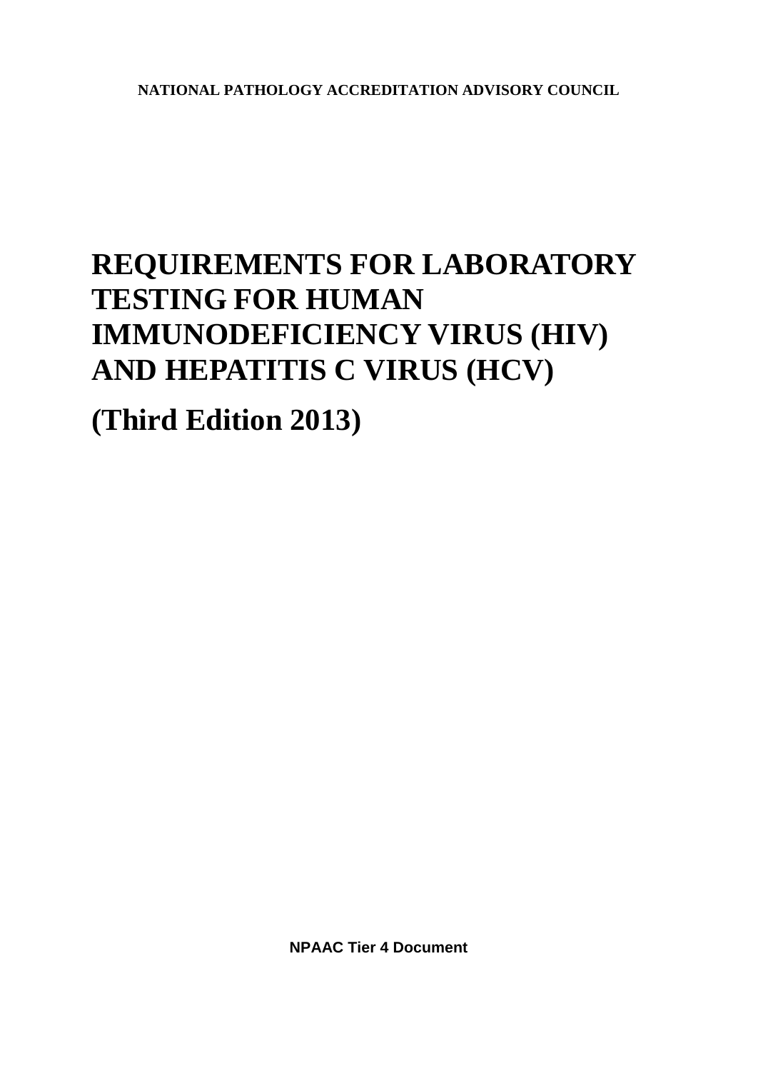NATIONAL PATHOLOGY ACCREDITATION ADVISORY COUNCIL

# REQUIREMENTS FOR LABORATORY TESTING FOR HUMAN IMMUNODEFICIENCY VIRUS (HIV) AND HEPATITIS C VIRUS (HCV)

# (Third Edition 2013)

**NPAAC Tier 4 Document**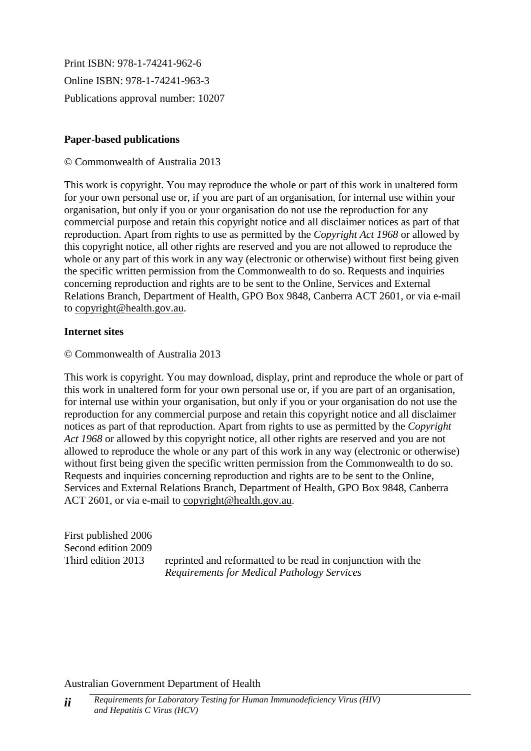Print ISBN: 978-1-74241-962-6

Online ISBN: 978-1-74241-963-3

Publications approval number: 10207

**Paper-based publications**

© Commonwealth of Australia 2013

This work is copyright. You may reproduce the whole or part of this work in unaltered form for your own personal use or, if you are part of an organisation, for internal use within your organisation, but only if you or your organisation do not use the reproduction for any commercial purpose and retain this copyright notice and all disclaimer notices as part of that reproduction. Apart from rights to use as permitted by the *Copyright Act 1968* or allowed by this copyright notice, all other rights are reserved and you are not allowed to reproduce the whole or any part of this work in any way (electronic or otherwise) without first being given the specific written permission from the Commonwealth to do so. Requests and inquiries concerning reproduction and rights are to be sent to the Online, Services and External Relations Branch, Department of Health, GPO Box 9848, Canberra ACT 2601, or via e-mail to copyright@health.gov.au.

**Internet sites**

© Commonwealth of Australia 2013

This work is copyright. You may download, display, print and reproduce the whole or part of this work in unaltered form for your own personal use or, if you are part of an organisation, for internal use within your organisation, but only if you or your organisation do not use the reproduction for any commercial purpose and retain this copyright notice and all disclaimer notices as part of that reproduction. Apart from rights to use as permitted by the *Copyright Act 1968* or allowed by this copyright notice, all other rights are reserved and you are not allowed to reproduce the whole or any part of this work in any way (electronic or otherwise) without first being given the specific written permission from the Commonwealth to do so. Requests and inquiries concerning reproduction and rights are to be sent to the Online, Services and External Relations Branch, Department of Health, GPO Box 9848, Canberra ACT 2601, or via e-mail to copyright@health.gov.au.

First published 2006
Second edition 2009
Third edition 2013 reprinted and reformatted to be read in conjunction with the *Requirements for Medical Pathology Services*

Australian Government Department of Health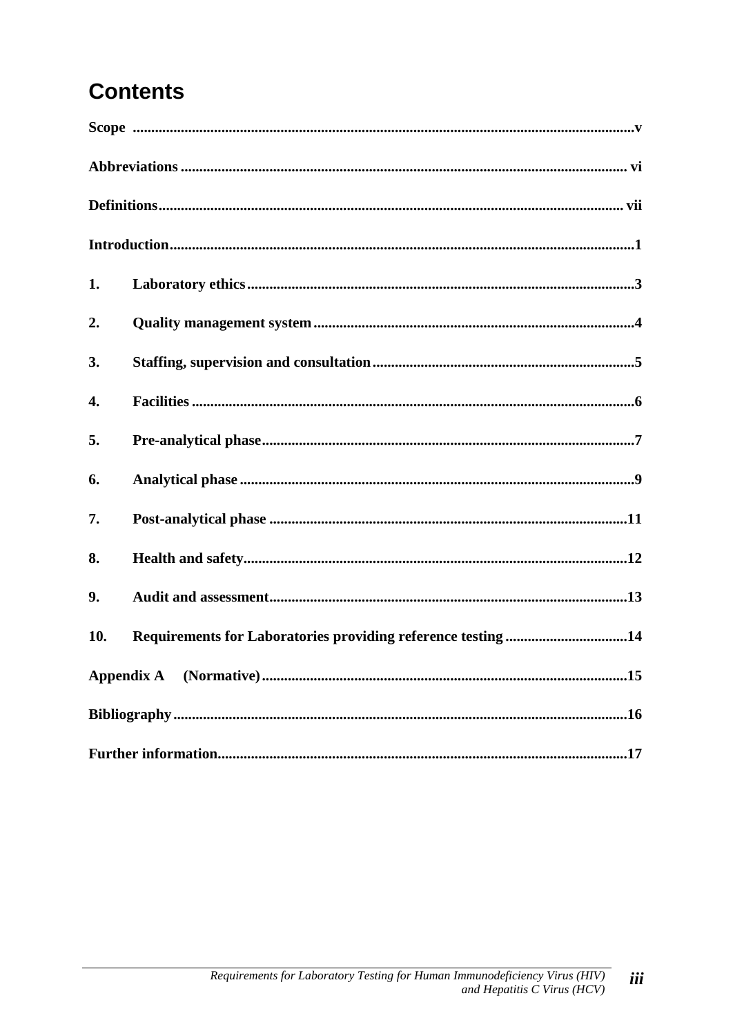# Contents

**Scope** .......... v

**Abbreviations** .......... vi

**Definitions** .......... vii

**Introduction** .......... 1

**1. Laboratory ethics** .......... 3

**2. Quality management system** .......... 4

**3. Staffing, supervision and consultation** .......... 5

**4. Facilities** .......... 6

**5. Pre-analytical phase** .......... 7

**6. Analytical phase** .......... 9

**7. Post-analytical phase** .......... 11

**8. Health and safety** .......... 12

**9. Audit and assessment** .......... 13

**10. Requirements for Laboratories providing reference testing** .......... 14

**Appendix A (Normative)** .......... 15

**Bibliography** .......... 16

**Further information** .......... 17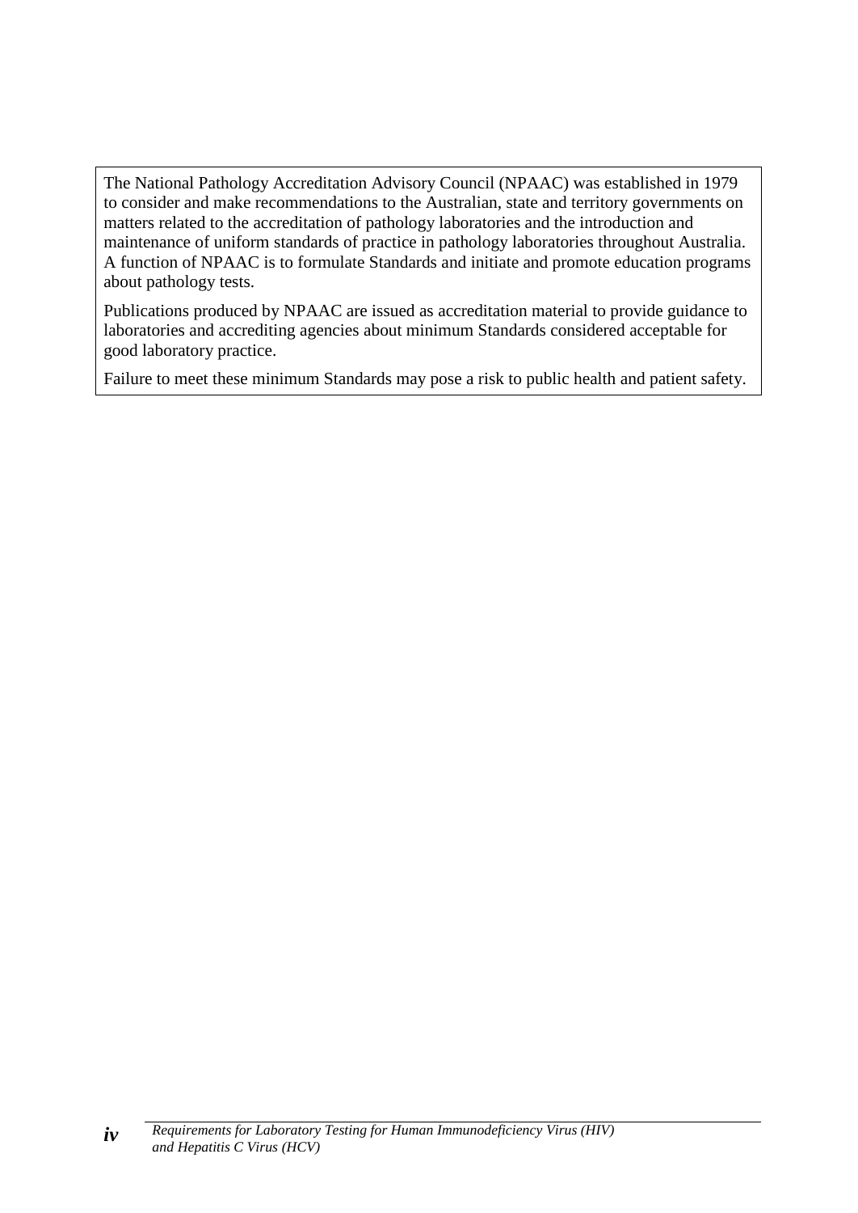The National Pathology Accreditation Advisory Council (NPAAC) was established in 1979 to consider and make recommendations to the Australian, state and territory governments on matters related to the accreditation of pathology laboratories and the introduction and maintenance of uniform standards of practice in pathology laboratories throughout Australia. A function of NPAAC is to formulate Standards and initiate and promote education programs about pathology tests.

Publications produced by NPAAC are issued as accreditation material to provide guidance to laboratories and accrediting agencies about minimum Standards considered acceptable for good laboratory practice.

Failure to meet these minimum Standards may pose a risk to public health and patient safety.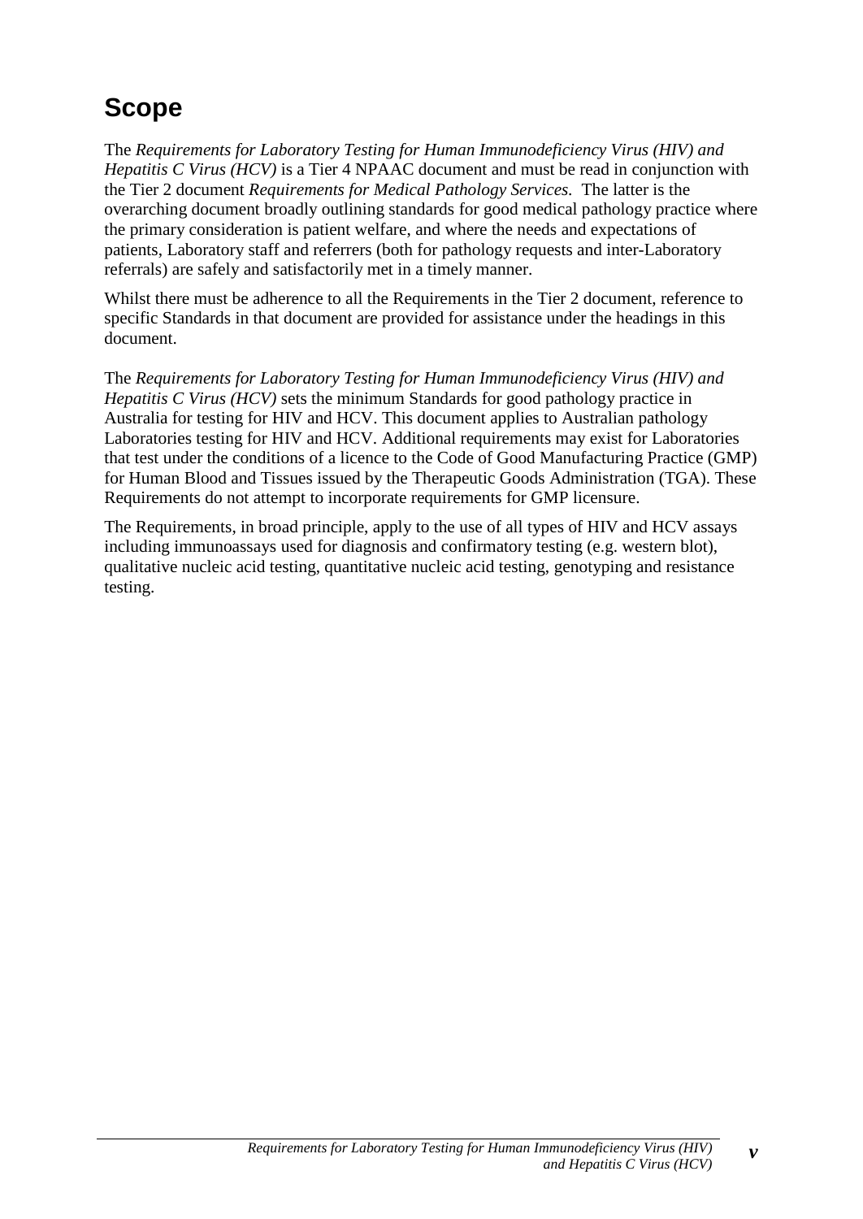# Scope

The *Requirements for Laboratory Testing for Human Immunodeficiency Virus (HIV) and Hepatitis C Virus (HCV)* is a Tier 4 NPAAC document and must be read in conjunction with the Tier 2 document *Requirements for Medical Pathology Services*. The latter is the overarching document broadly outlining standards for good medical pathology practice where the primary consideration is patient welfare, and where the needs and expectations of patients, Laboratory staff and referrers (both for pathology requests and inter-Laboratory referrals) are safely and satisfactorily met in a timely manner.

Whilst there must be adherence to all the Requirements in the Tier 2 document, reference to specific Standards in that document are provided for assistance under the headings in this document.

The *Requirements for Laboratory Testing for Human Immunodeficiency Virus (HIV) and Hepatitis C Virus (HCV)* sets the minimum Standards for good pathology practice in Australia for testing for HIV and HCV. This document applies to Australian pathology Laboratories testing for HIV and HCV. Additional requirements may exist for Laboratories that test under the conditions of a licence to the Code of Good Manufacturing Practice (GMP) for Human Blood and Tissues issued by the Therapeutic Goods Administration (TGA). These Requirements do not attempt to incorporate requirements for GMP licensure.

The Requirements, in broad principle, apply to the use of all types of HIV and HCV assays including immunoassays used for diagnosis and confirmatory testing (e.g. western blot), qualitative nucleic acid testing, quantitative nucleic acid testing, genotyping and resistance testing.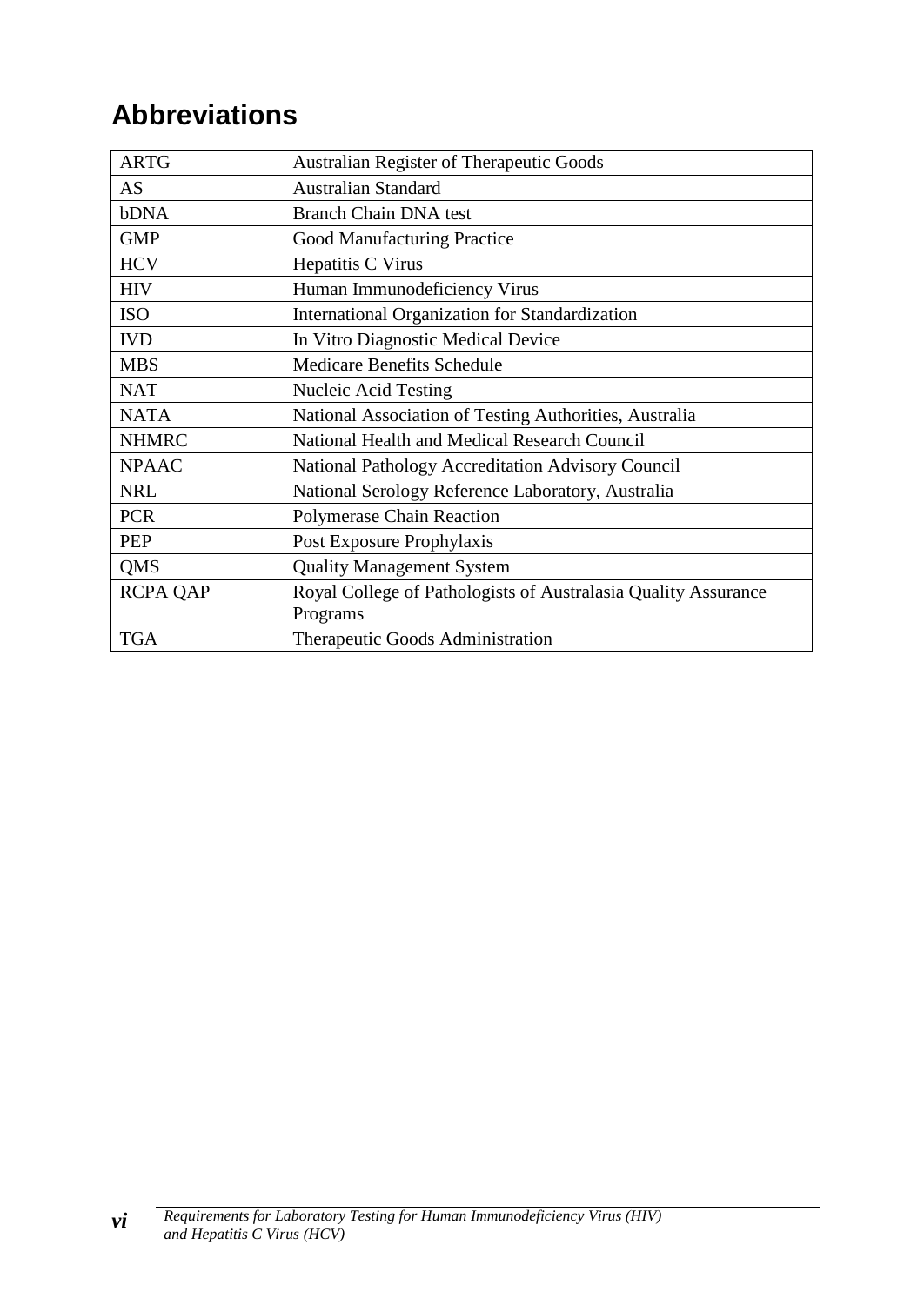## Abbreviations

| ARTG | Australian Register of Therapeutic Goods |
|---|---|
| AS | Australian Standard |
| bDNA | Branch Chain DNA test |
| GMP | Good Manufacturing Practice |
| HCV | Hepatitis C Virus |
| HIV | Human Immunodeficiency Virus |
| ISO | International Organization for Standardization |
| IVD | In Vitro Diagnostic Medical Device |
| MBS | Medicare Benefits Schedule |
| NAT | Nucleic Acid Testing |
| NATA | National Association of Testing Authorities, Australia |
| NHMRC | National Health and Medical Research Council |
| NPAAC | National Pathology Accreditation Advisory Council |
| NRL | National Serology Reference Laboratory, Australia |
| PCR | Polymerase Chain Reaction |
| PEP | Post Exposure Prophylaxis |
| QMS | Quality Management System |
| RCPA QAP | Royal College of Pathologists of Australasia Quality Assurance Programs |
| TGA | Therapeutic Goods Administration |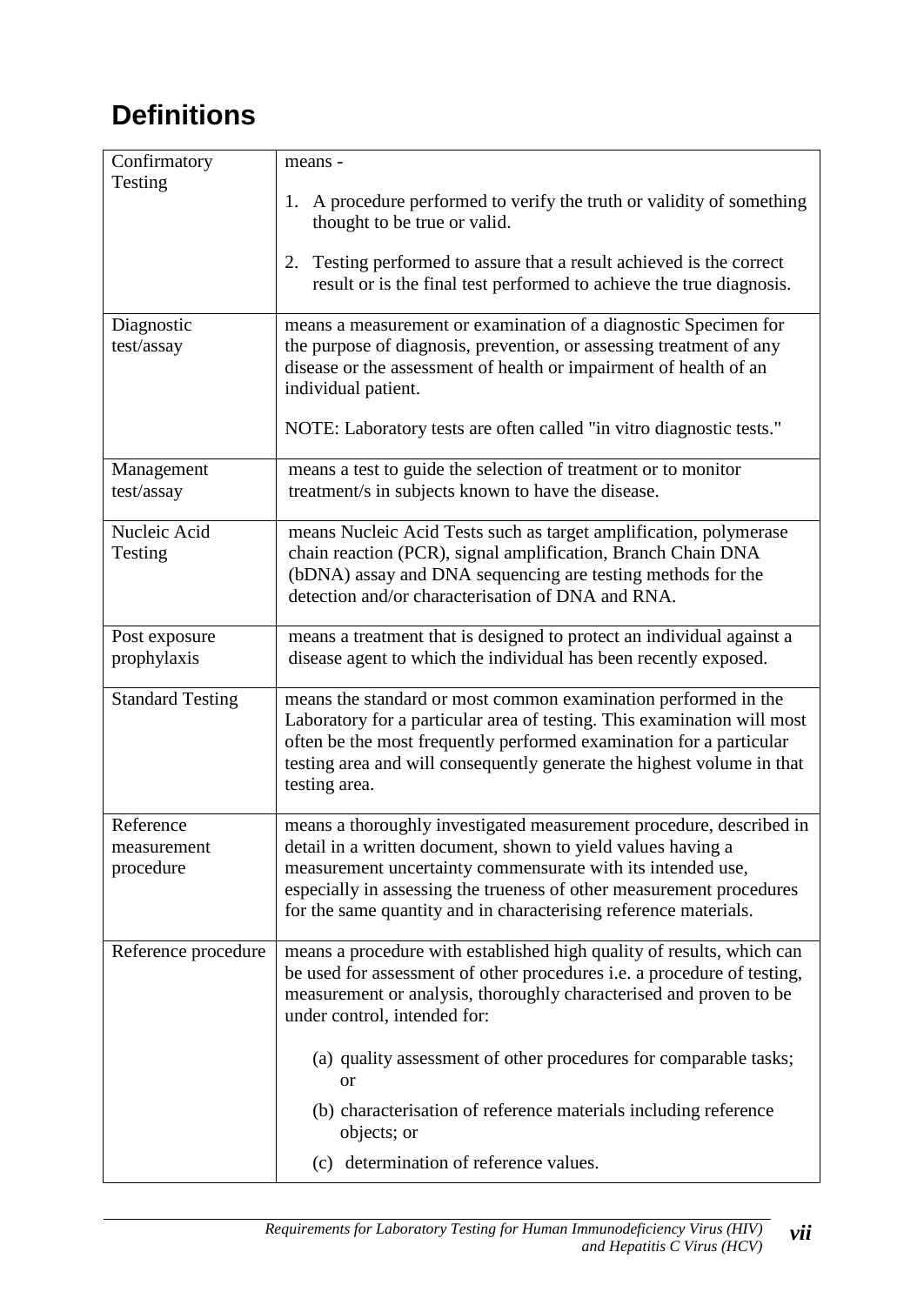# Definitions

| | |
|---|---|
| Confirmatory Testing | means - <br><br>1. A procedure performed to verify the truth or validity of something thought to be true or valid.<br><br>2. Testing performed to assure that a result achieved is the correct result or is the final test performed to achieve the true diagnosis. |
| Diagnostic test/assay | means a measurement or examination of a diagnostic Specimen for the purpose of diagnosis, prevention, or assessing treatment of any disease or the assessment of health or impairment of health of an individual patient.<br><br>NOTE: Laboratory tests are often called "in vitro diagnostic tests." |
| Management test/assay | means a test to guide the selection of treatment or to monitor treatment/s in subjects known to have the disease. |
| Nucleic Acid Testing | means Nucleic Acid Tests such as target amplification, polymerase chain reaction (PCR), signal amplification, Branch Chain DNA (bDNA) assay and DNA sequencing are testing methods for the detection and/or characterisation of DNA and RNA. |
| Post exposure prophylaxis | means a treatment that is designed to protect an individual against a disease agent to which the individual has been recently exposed. |
| Standard Testing | means the standard or most common examination performed in the Laboratory for a particular area of testing. This examination will most often be the most frequently performed examination for a particular testing area and will consequently generate the highest volume in that testing area. |
| Reference measurement procedure | means a thoroughly investigated measurement procedure, described in detail in a written document, shown to yield values having a measurement uncertainty commensurate with its intended use, especially in assessing the trueness of other measurement procedures for the same quantity and in characterising reference materials. |
| Reference procedure | means a procedure with established high quality of results, which can be used for assessment of other procedures i.e. a procedure of testing, measurement or analysis, thoroughly characterised and proven to be under control, intended for:<br><br>(a) quality assessment of other procedures for comparable tasks; or<br><br>(b) characterisation of reference materials including reference objects; or<br><br>(c) determination of reference values. |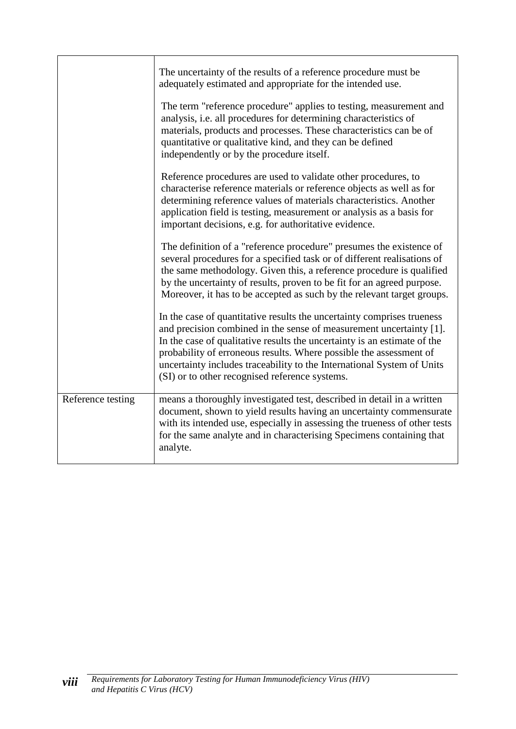| | |
|---|---|
| | The uncertainty of the results of a reference procedure must be adequately estimated and appropriate for the intended use.<br><br>The term "reference procedure" applies to testing, measurement and analysis, i.e. all procedures for determining characteristics of materials, products and processes. These characteristics can be of quantitative or qualitative kind, and they can be defined independently or by the procedure itself.<br><br>Reference procedures are used to validate other procedures, to characterise reference materials or reference objects as well as for determining reference values of materials characteristics. Another application field is testing, measurement or analysis as a basis for important decisions, e.g. for authoritative evidence.<br><br>The definition of a "reference procedure" presumes the existence of several procedures for a specified task or of different realisations of the same methodology. Given this, a reference procedure is qualified by the uncertainty of results, proven to be fit for an agreed purpose. Moreover, it has to be accepted as such by the relevant target groups.<br><br>In the case of quantitative results the uncertainty comprises trueness and precision combined in the sense of measurement uncertainty [1]. In the case of qualitative results the uncertainty is an estimate of the probability of erroneous results. Where possible the assessment of uncertainty includes traceability to the International System of Units (SI) or to other recognised reference systems. |
| Reference testing | means a thoroughly investigated test, described in detail in a written document, shown to yield results having an uncertainty commensurate with its intended use, especially in assessing the trueness of other tests for the same analyte and in characterising Specimens containing that analyte. |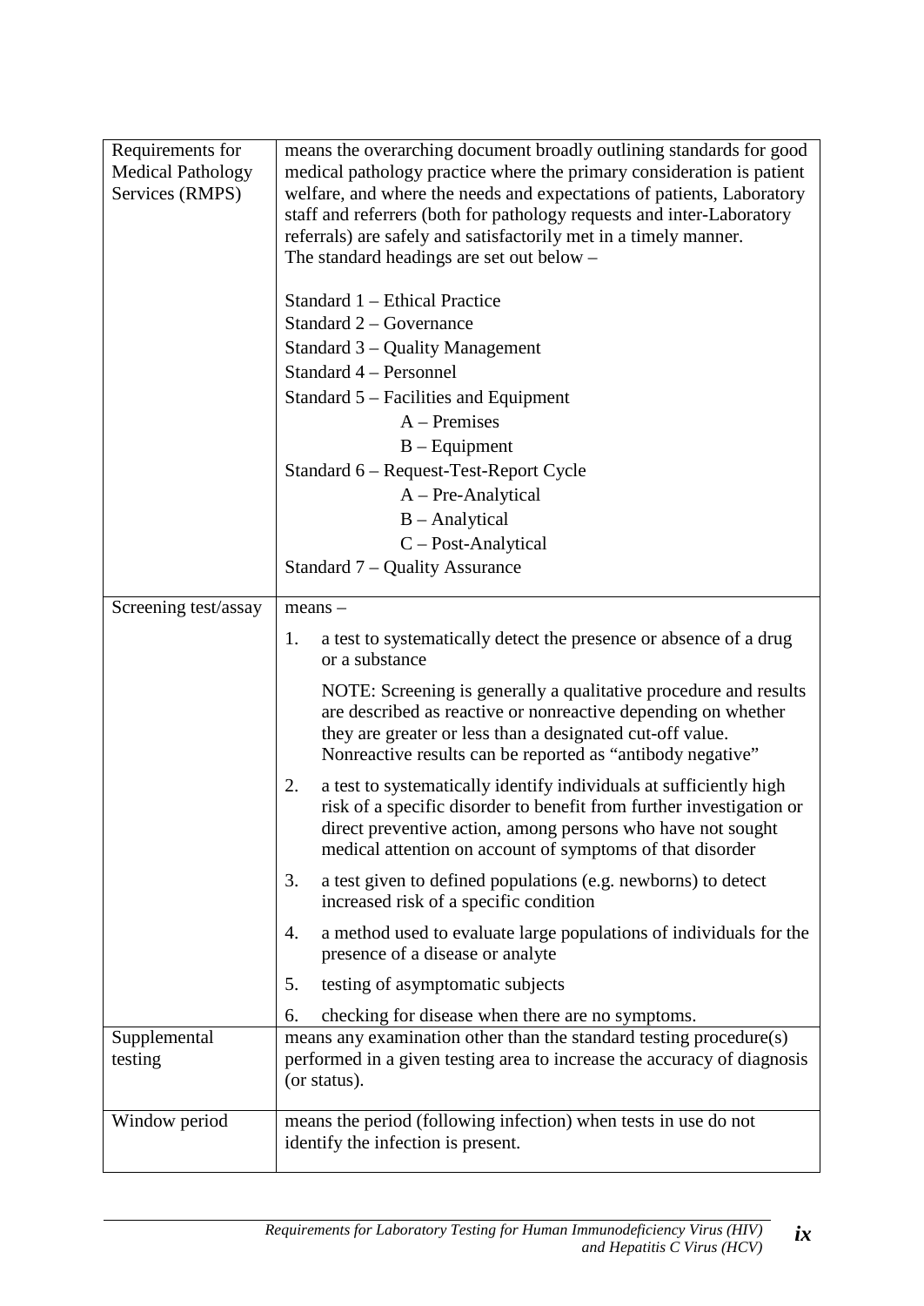| | |
|---|---|
| Requirements for Medical Pathology Services (RMPS) | means the overarching document broadly outlining standards for good medical pathology practice where the primary consideration is patient welfare, and where the needs and expectations of patients, Laboratory staff and referrers (both for pathology requests and inter-Laboratory referrals) are safely and satisfactorily met in a timely manner.<br>The standard headings are set out below –<br><br>Standard 1 – Ethical Practice<br>Standard 2 – Governance<br>Standard 3 – Quality Management<br>Standard 4 – Personnel<br>Standard 5 – Facilities and Equipment<br>A – Premises<br>B – Equipment<br>Standard 6 – Request-Test-Report Cycle<br>A – Pre-Analytical<br>B – Analytical<br>C – Post-Analytical<br>Standard 7 – Quality Assurance |
| Screening test/assay | means –<br>1. a test to systematically detect the presence or absence of a drug or a substance<br>NOTE: Screening is generally a qualitative procedure and results are described as reactive or nonreactive depending on whether they are greater or less than a designated cut-off value. Nonreactive results can be reported as "antibody negative"<br>2. a test to systematically identify individuals at sufficiently high risk of a specific disorder to benefit from further investigation or direct preventive action, among persons who have not sought medical attention on account of symptoms of that disorder<br>3. a test given to defined populations (e.g. newborns) to detect increased risk of a specific condition<br>4. a method used to evaluate large populations of individuals for the presence of a disease or analyte<br>5. testing of asymptomatic subjects<br>6. checking for disease when there are no symptoms. |
| Supplemental testing | means any examination other than the standard testing procedure(s) performed in a given testing area to increase the accuracy of diagnosis (or status). |
| Window period | means the period (following infection) when tests in use do not identify the infection is present. |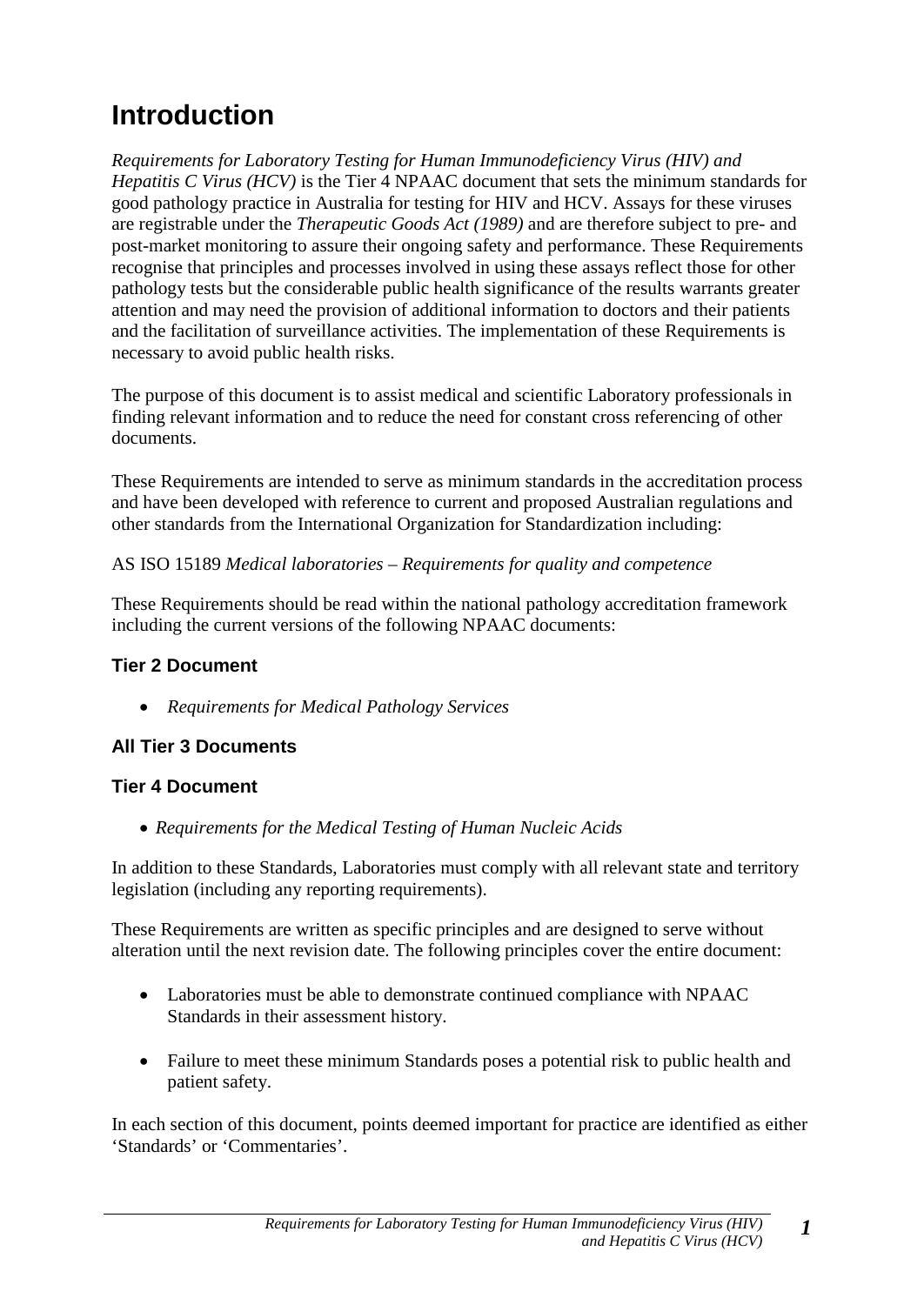# Introduction

*Requirements for Laboratory Testing for Human Immunodeficiency Virus (HIV) and Hepatitis C Virus (HCV)* is the Tier 4 NPAAC document that sets the minimum standards for good pathology practice in Australia for testing for HIV and HCV. Assays for these viruses are registrable under the *Therapeutic Goods Act (1989)* and are therefore subject to pre- and post-market monitoring to assure their ongoing safety and performance. These Requirements recognise that principles and processes involved in using these assays reflect those for other pathology tests but the considerable public health significance of the results warrants greater attention and may need the provision of additional information to doctors and their patients and the facilitation of surveillance activities. The implementation of these Requirements is necessary to avoid public health risks.

The purpose of this document is to assist medical and scientific Laboratory professionals in finding relevant information and to reduce the need for constant cross referencing of other documents.

These Requirements are intended to serve as minimum standards in the accreditation process and have been developed with reference to current and proposed Australian regulations and other standards from the International Organization for Standardization including:

AS ISO 15189 *Medical laboratories – Requirements for quality and competence*

These Requirements should be read within the national pathology accreditation framework including the current versions of the following NPAAC documents:

### Tier 2 Document

- *Requirements for Medical Pathology Services*

### All Tier 3 Documents

### Tier 4 Document

- *Requirements for the Medical Testing of Human Nucleic Acids*

In addition to these Standards, Laboratories must comply with all relevant state and territory legislation (including any reporting requirements).

These Requirements are written as specific principles and are designed to serve without alteration until the next revision date. The following principles cover the entire document:

- Laboratories must be able to demonstrate continued compliance with NPAAC Standards in their assessment history.
- Failure to meet these minimum Standards poses a potential risk to public health and patient safety.

In each section of this document, points deemed important for practice are identified as either 'Standards' or 'Commentaries'.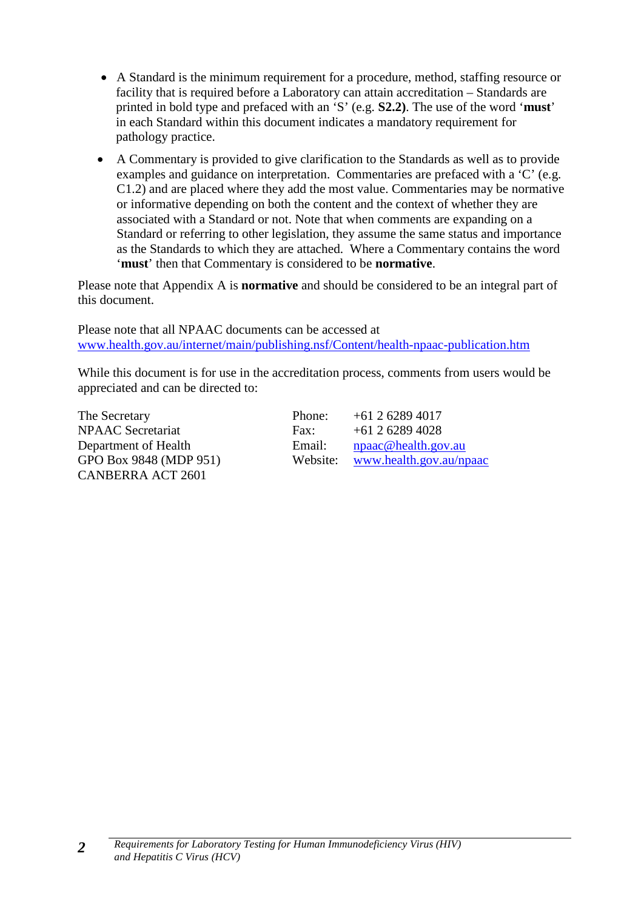- A Standard is the minimum requirement for a procedure, method, staffing resource or facility that is required before a Laboratory can attain accreditation – Standards are printed in bold type and prefaced with an 'S' (e.g. **S2.2)**. The use of the word '**must**' in each Standard within this document indicates a mandatory requirement for pathology practice.
- A Commentary is provided to give clarification to the Standards as well as to provide examples and guidance on interpretation. Commentaries are prefaced with a 'C' (e.g. C1.2) and are placed where they add the most value. Commentaries may be normative or informative depending on both the content and the context of whether they are associated with a Standard or not. Note that when comments are expanding on a Standard or referring to other legislation, they assume the same status and importance as the Standards to which they are attached. Where a Commentary contains the word '**must**' then that Commentary is considered to be **normative**.

Please note that Appendix A is **normative** and should be considered to be an integral part of this document.

Please note that all NPAAC documents can be accessed at
www.health.gov.au/internet/main/publishing.nsf/Content/health-npaac-publication.htm

While this document is for use in the accreditation process, comments from users would be appreciated and can be directed to:

| | | |
|---|---|---|
| The Secretary | Phone: | +61 2 6289 4017 |
| NPAAC Secretariat | Fax: | +61 2 6289 4028 |
| Department of Health | Email: | npaac@health.gov.au |
| GPO Box 9848 (MDP 951) | Website: | www.health.gov.au/npaac |
| CANBERRA ACT 2601 | | |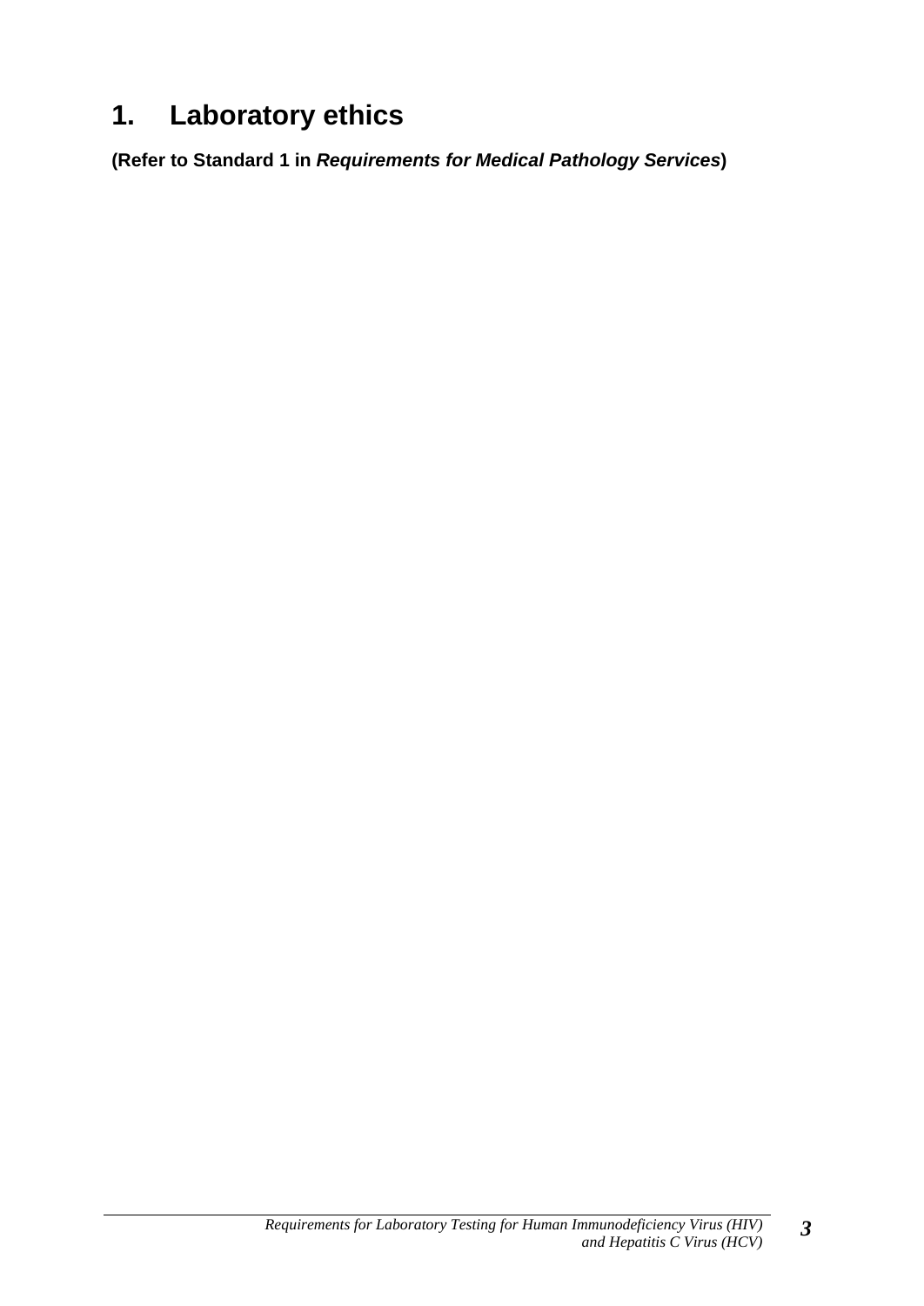# 1. Laboratory ethics

**(Refer to Standard 1 in *Requirements for Medical Pathology Services*)**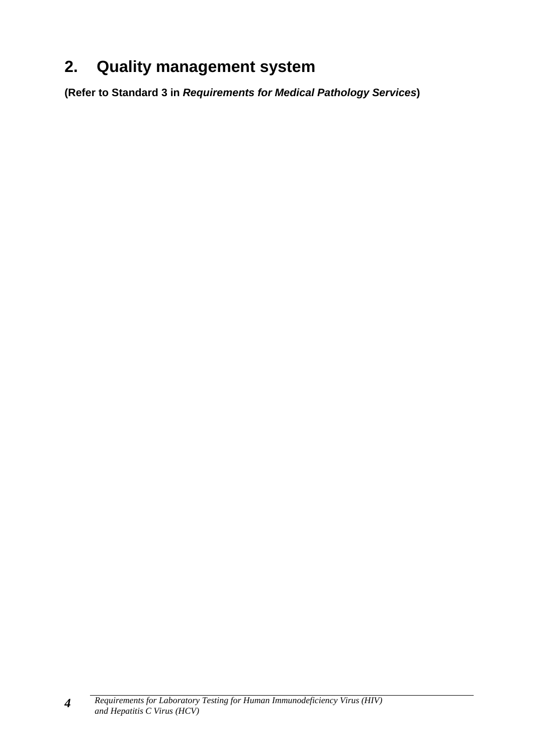# 2. Quality management system

**(Refer to Standard 3 in *Requirements for Medical Pathology Services*)**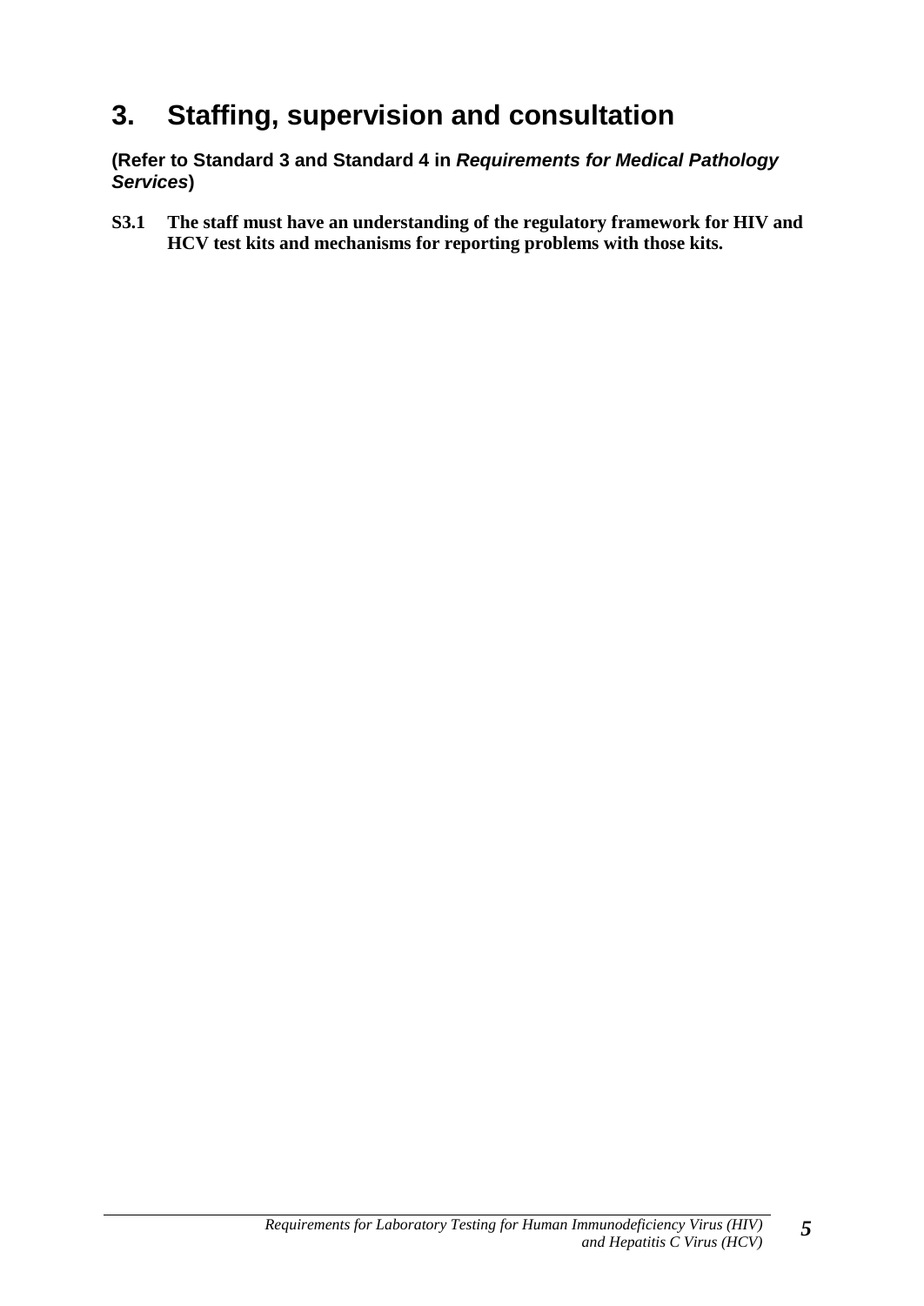# 3. Staffing, supervision and consultation

**(Refer to Standard 3 and Standard 4 in *Requirements for Medical Pathology Services*)**

**S3.1 The staff must have an understanding of the regulatory framework for HIV and HCV test kits and mechanisms for reporting problems with those kits.**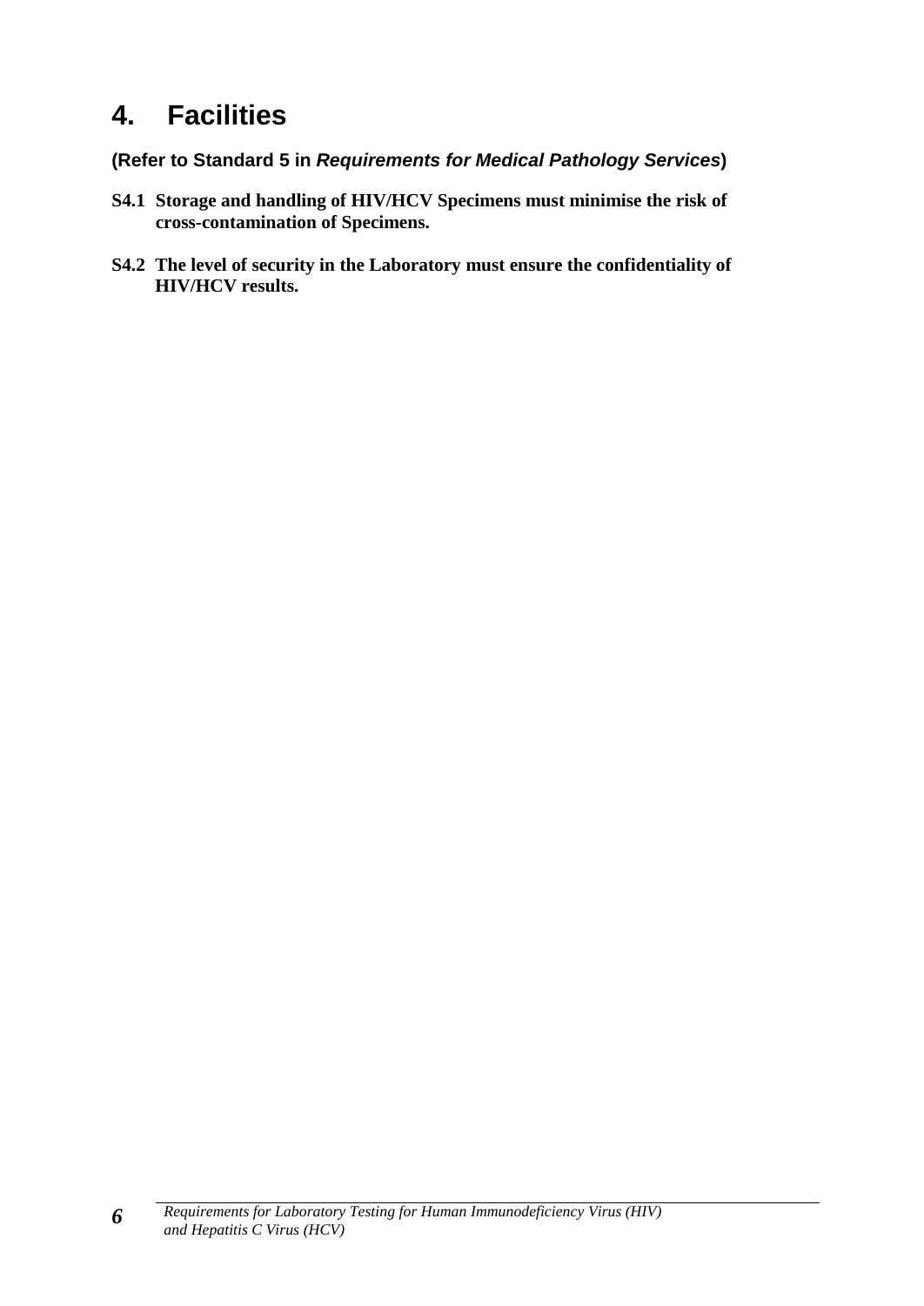# 4. Facilities

**(Refer to Standard 5 in *Requirements for Medical Pathology Services*)**

**S4.1 Storage and handling of HIV/HCV Specimens must minimise the risk of cross-contamination of Specimens.**

**S4.2 The level of security in the Laboratory must ensure the confidentiality of HIV/HCV results.**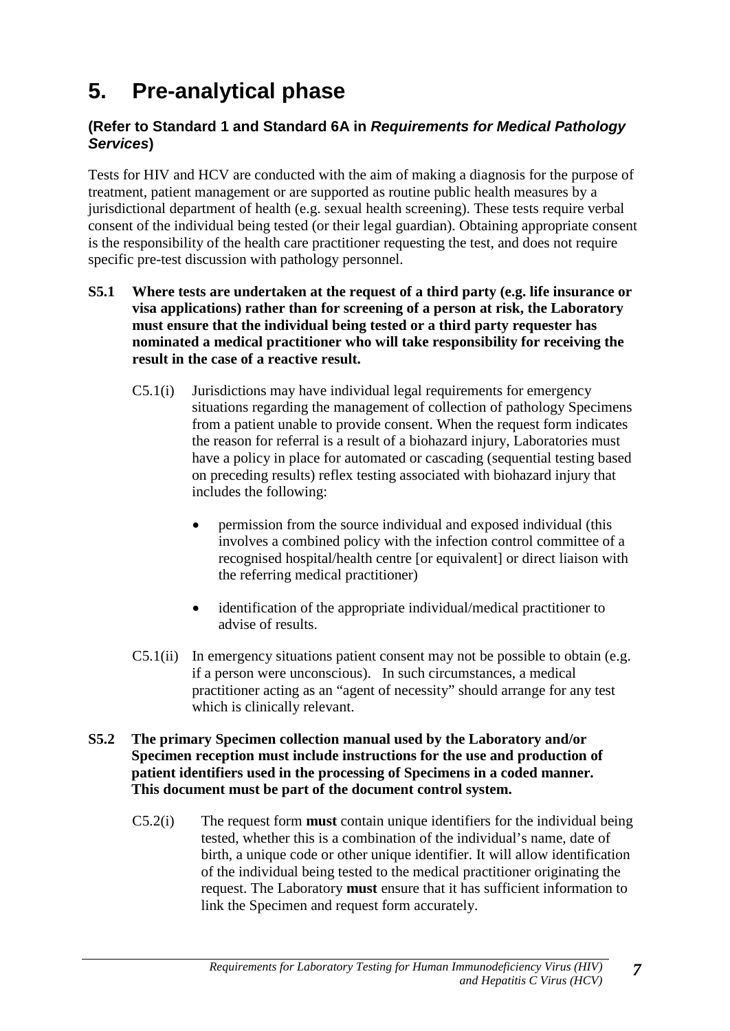# 5. Pre-analytical phase

**(Refer to Standard 1 and Standard 6A in *Requirements for Medical Pathology Services*)**

Tests for HIV and HCV are conducted with the aim of making a diagnosis for the purpose of treatment, patient management or are supported as routine public health measures by a jurisdictional department of health (e.g. sexual health screening). These tests require verbal consent of the individual being tested (or their legal guardian). Obtaining appropriate consent is the responsibility of the health care practitioner requesting the test, and does not require specific pre-test discussion with pathology personnel.

**S5.1 Where tests are undertaken at the request of a third party (e.g. life insurance or visa applications) rather than for screening of a person at risk, the Laboratory must ensure that the individual being tested or a third party requester has nominated a medical practitioner who will take responsibility for receiving the result in the case of a reactive result.**

C5.1(i) Jurisdictions may have individual legal requirements for emergency situations regarding the management of collection of pathology Specimens from a patient unable to provide consent. When the request form indicates the reason for referral is a result of a biohazard injury, Laboratories must have a policy in place for automated or cascading (sequential testing based on preceding results) reflex testing associated with biohazard injury that includes the following:

- permission from the source individual and exposed individual (this involves a combined policy with the infection control committee of a recognised hospital/health centre [or equivalent] or direct liaison with the referring medical practitioner)
- identification of the appropriate individual/medical practitioner to advise of results.

C5.1(ii) In emergency situations patient consent may not be possible to obtain (e.g. if a person were unconscious). In such circumstances, a medical practitioner acting as an "agent of necessity" should arrange for any test which is clinically relevant.

**S5.2 The primary Specimen collection manual used by the Laboratory and/or Specimen reception must include instructions for the use and production of patient identifiers used in the processing of Specimens in a coded manner. This document must be part of the document control system.**

C5.2(i) The request form **must** contain unique identifiers for the individual being tested, whether this is a combination of the individual's name, date of birth, a unique code or other unique identifier. It will allow identification of the individual being tested to the medical practitioner originating the request. The Laboratory **must** ensure that it has sufficient information to link the Specimen and request form accurately.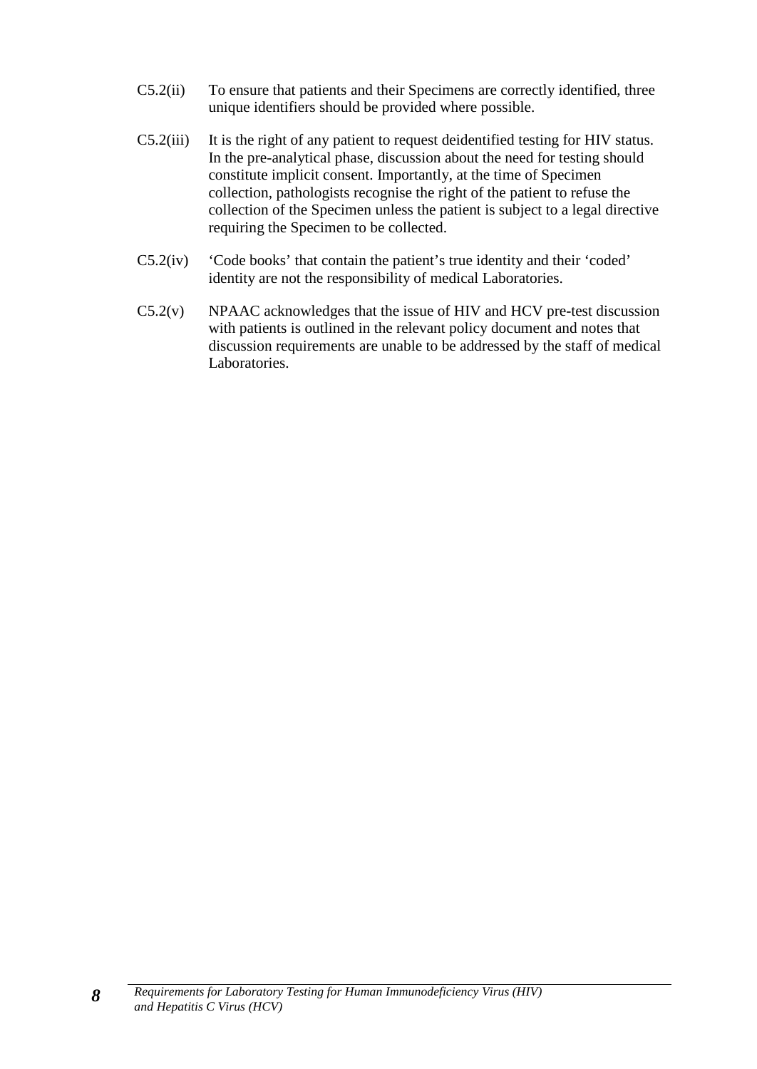C5.2(ii) To ensure that patients and their Specimens are correctly identified, three unique identifiers should be provided where possible.

C5.2(iii) It is the right of any patient to request deidentified testing for HIV status. In the pre-analytical phase, discussion about the need for testing should constitute implicit consent. Importantly, at the time of Specimen collection, pathologists recognise the right of the patient to refuse the collection of the Specimen unless the patient is subject to a legal directive requiring the Specimen to be collected.

C5.2(iv) 'Code books' that contain the patient's true identity and their 'coded' identity are not the responsibility of medical Laboratories.

C5.2(v) NPAAC acknowledges that the issue of HIV and HCV pre-test discussion with patients is outlined in the relevant policy document and notes that discussion requirements are unable to be addressed by the staff of medical Laboratories.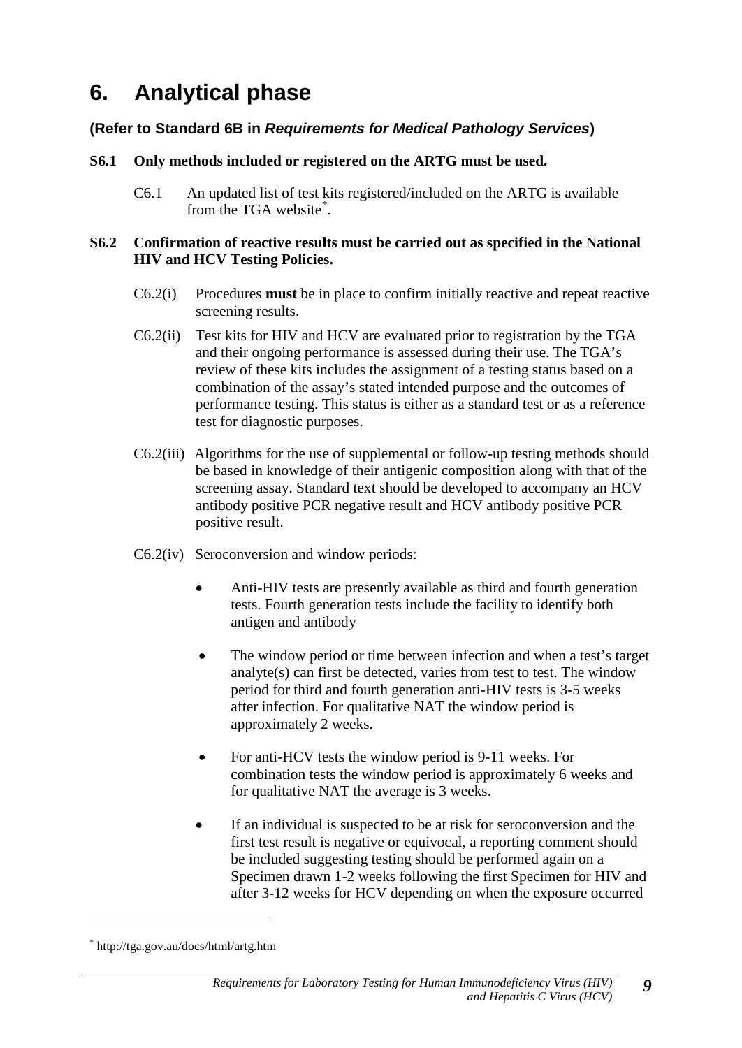# 6. Analytical phase

**(Refer to Standard 6B in *Requirements for Medical Pathology Services*)**

**S6.1 Only methods included or registered on the ARTG must be used.**

C6.1 An updated list of test kits registered/included on the ARTG is available from the TGA website[*].

**S6.2 Confirmation of reactive results must be carried out as specified in the National HIV and HCV Testing Policies.**

C6.2(i) Procedures **must** be in place to confirm initially reactive and repeat reactive screening results.

C6.2(ii) Test kits for HIV and HCV are evaluated prior to registration by the TGA and their ongoing performance is assessed during their use. The TGA's review of these kits includes the assignment of a testing status based on a combination of the assay's stated intended purpose and the outcomes of performance testing. This status is either as a standard test or as a reference test for diagnostic purposes.

C6.2(iii) Algorithms for the use of supplemental or follow-up testing methods should be based in knowledge of their antigenic composition along with that of the screening assay. Standard text should be developed to accompany an HCV antibody positive PCR negative result and HCV antibody positive PCR positive result.

C6.2(iv) Seroconversion and window periods:

- Anti-HIV tests are presently available as third and fourth generation tests. Fourth generation tests include the facility to identify both antigen and antibody
- The window period or time between infection and when a test's target analyte(s) can first be detected, varies from test to test. The window period for third and fourth generation anti-HIV tests is 3-5 weeks after infection. For qualitative NAT the window period is approximately 2 weeks.
- For anti-HCV tests the window period is 9-11 weeks. For combination tests the window period is approximately 6 weeks and for qualitative NAT the average is 3 weeks.
- If an individual is suspected to be at risk for seroconversion and the first test result is negative or equivocal, a reporting comment should be included suggesting testing should be performed again on a Specimen drawn 1-2 weeks following the first Specimen for HIV and after 3-12 weeks for HCV depending on when the exposure occurred

---

[*] http://tga.gov.au/docs/html/artg.htm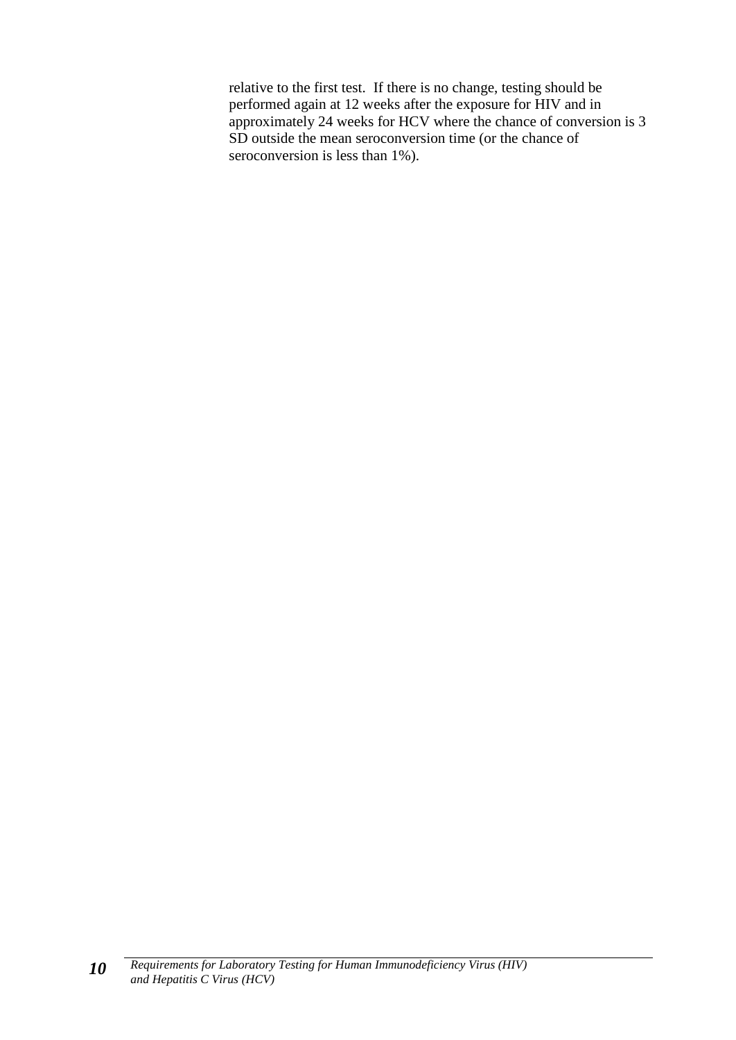relative to the first test. If there is no change, testing should be performed again at 12 weeks after the exposure for HIV and in approximately 24 weeks for HCV where the chance of conversion is 3 SD outside the mean seroconversion time (or the chance of seroconversion is less than 1%).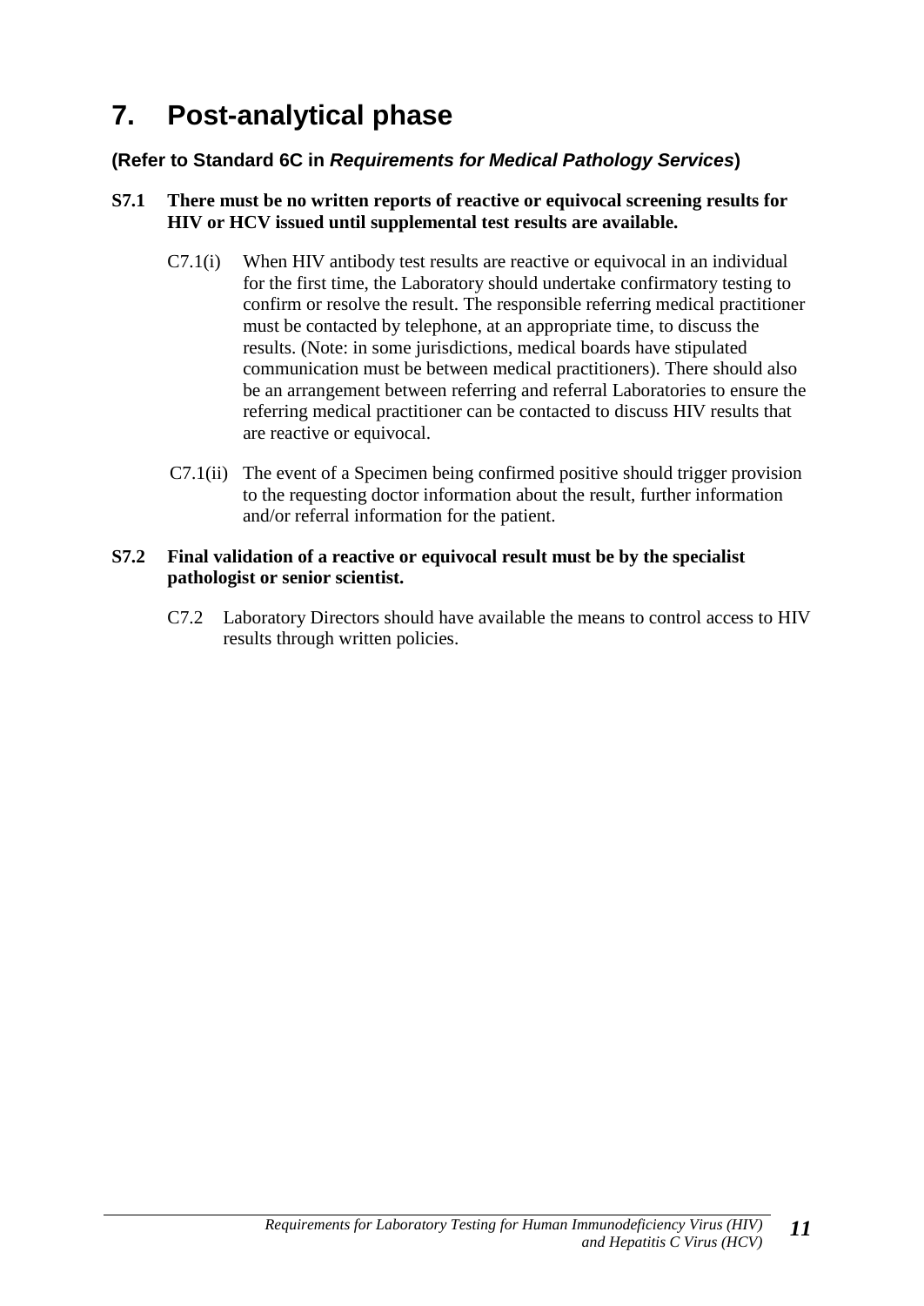# 7. Post-analytical phase

**(Refer to Standard 6C in *Requirements for Medical Pathology Services*)**

**S7.1 There must be no written reports of reactive or equivocal screening results for HIV or HCV issued until supplemental test results are available.**

C7.1(i) When HIV antibody test results are reactive or equivocal in an individual for the first time, the Laboratory should undertake confirmatory testing to confirm or resolve the result. The responsible referring medical practitioner must be contacted by telephone, at an appropriate time, to discuss the results. (Note: in some jurisdictions, medical boards have stipulated communication must be between medical practitioners). There should also be an arrangement between referring and referral Laboratories to ensure the referring medical practitioner can be contacted to discuss HIV results that are reactive or equivocal.

C7.1(ii) The event of a Specimen being confirmed positive should trigger provision to the requesting doctor information about the result, further information and/or referral information for the patient.

**S7.2 Final validation of a reactive or equivocal result must be by the specialist pathologist or senior scientist.**

C7.2 Laboratory Directors should have available the means to control access to HIV results through written policies.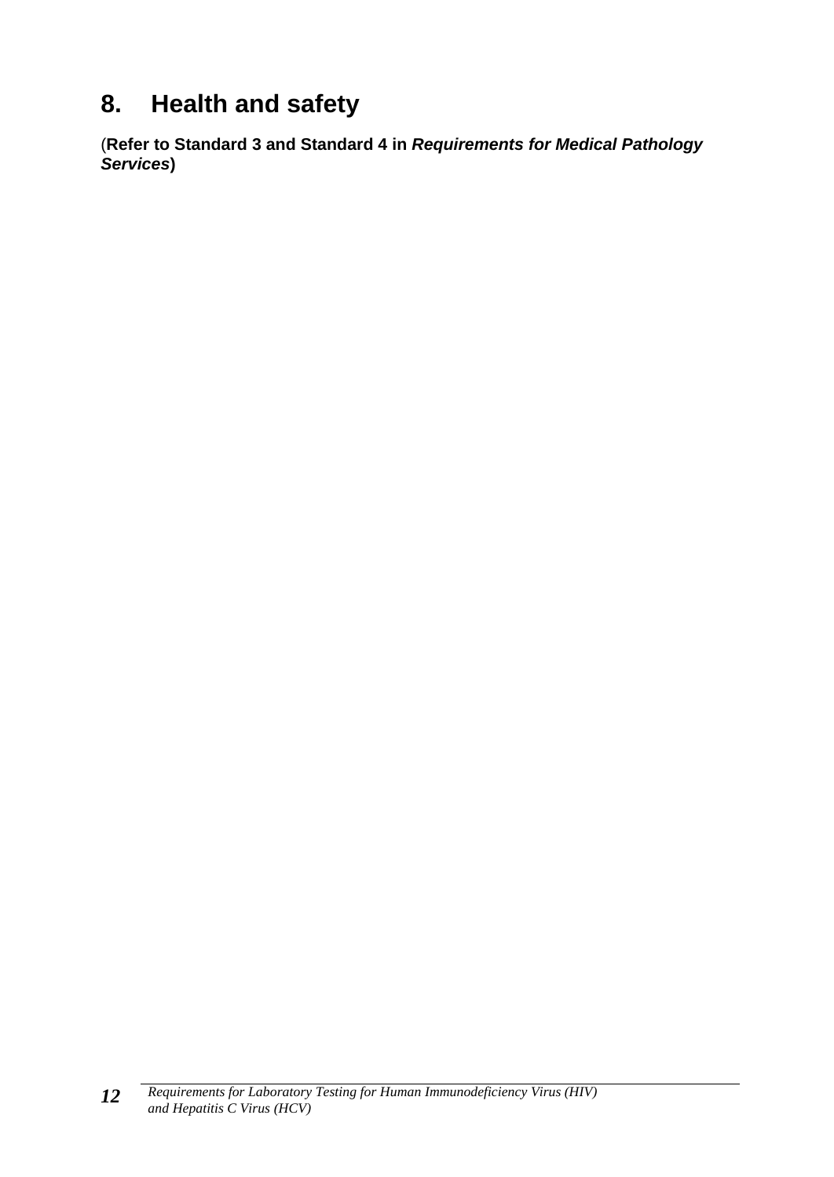# 8. Health and safety

**(Refer to Standard 3 and Standard 4 in *Requirements for Medical Pathology Services*)**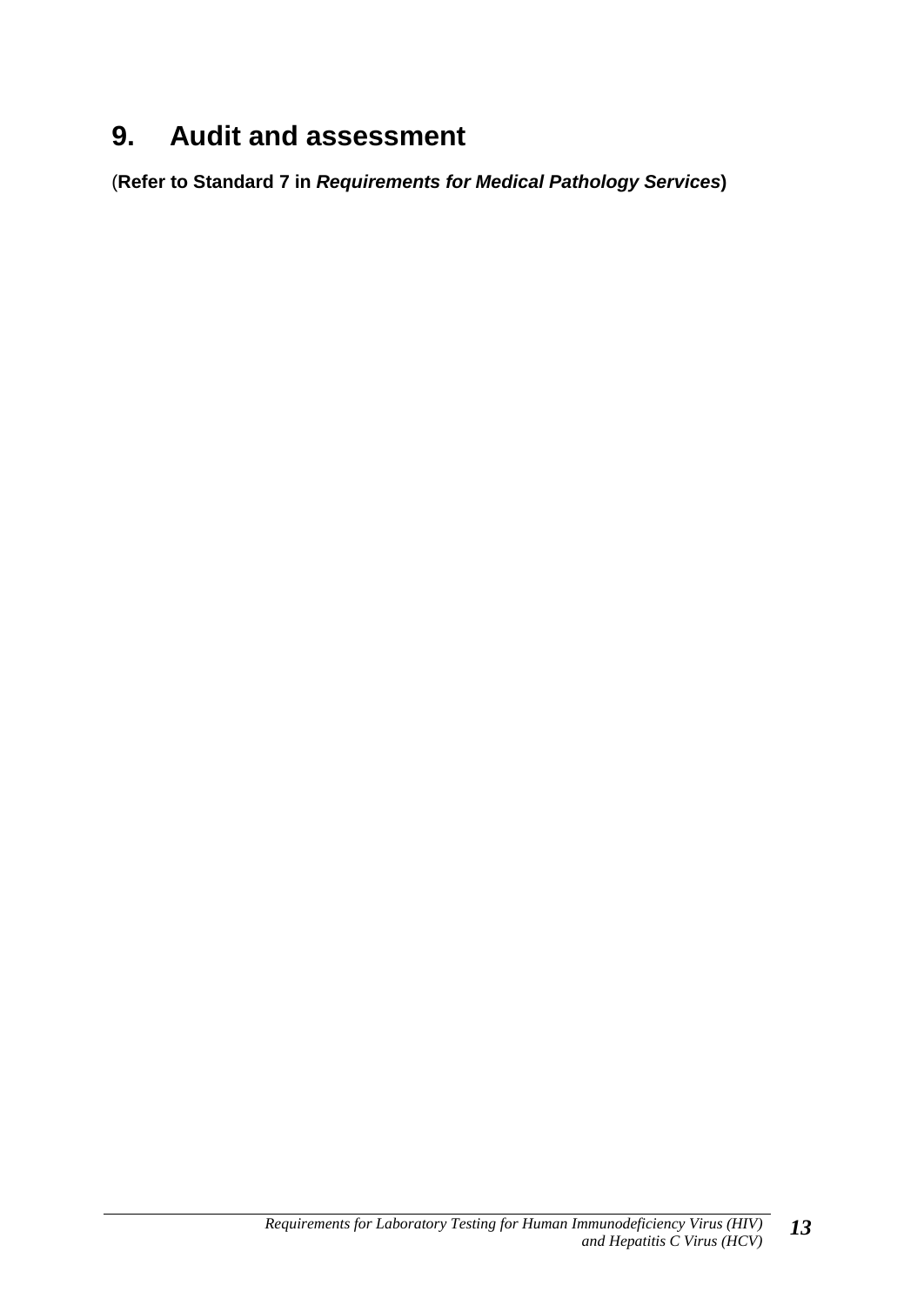# 9. Audit and assessment

(**Refer to Standard 7 in *Requirements for Medical Pathology Services***)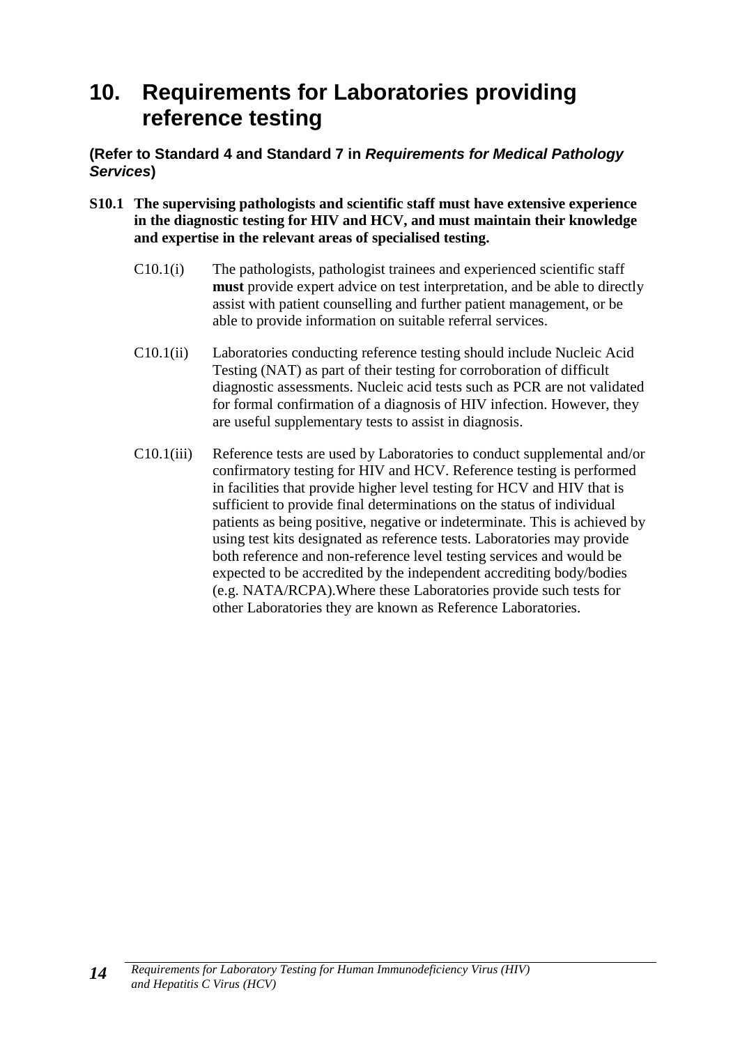# 10. Requirements for Laboratories providing reference testing

**(Refer to Standard 4 and Standard 7 in *Requirements for Medical Pathology Services*)**

**S10.1 The supervising pathologists and scientific staff must have extensive experience in the diagnostic testing for HIV and HCV, and must maintain their knowledge and expertise in the relevant areas of specialised testing.**

C10.1(i) The pathologists, pathologist trainees and experienced scientific staff **must** provide expert advice on test interpretation, and be able to directly assist with patient counselling and further patient management, or be able to provide information on suitable referral services.

C10.1(ii) Laboratories conducting reference testing should include Nucleic Acid Testing (NAT) as part of their testing for corroboration of difficult diagnostic assessments. Nucleic acid tests such as PCR are not validated for formal confirmation of a diagnosis of HIV infection. However, they are useful supplementary tests to assist in diagnosis.

C10.1(iii) Reference tests are used by Laboratories to conduct supplemental and/or confirmatory testing for HIV and HCV. Reference testing is performed in facilities that provide higher level testing for HCV and HIV that is sufficient to provide final determinations on the status of individual patients as being positive, negative or indeterminate. This is achieved by using test kits designated as reference tests. Laboratories may provide both reference and non-reference level testing services and would be expected to be accredited by the independent accrediting body/bodies (e.g. NATA/RCPA).Where these Laboratories provide such tests for other Laboratories they are known as Reference Laboratories.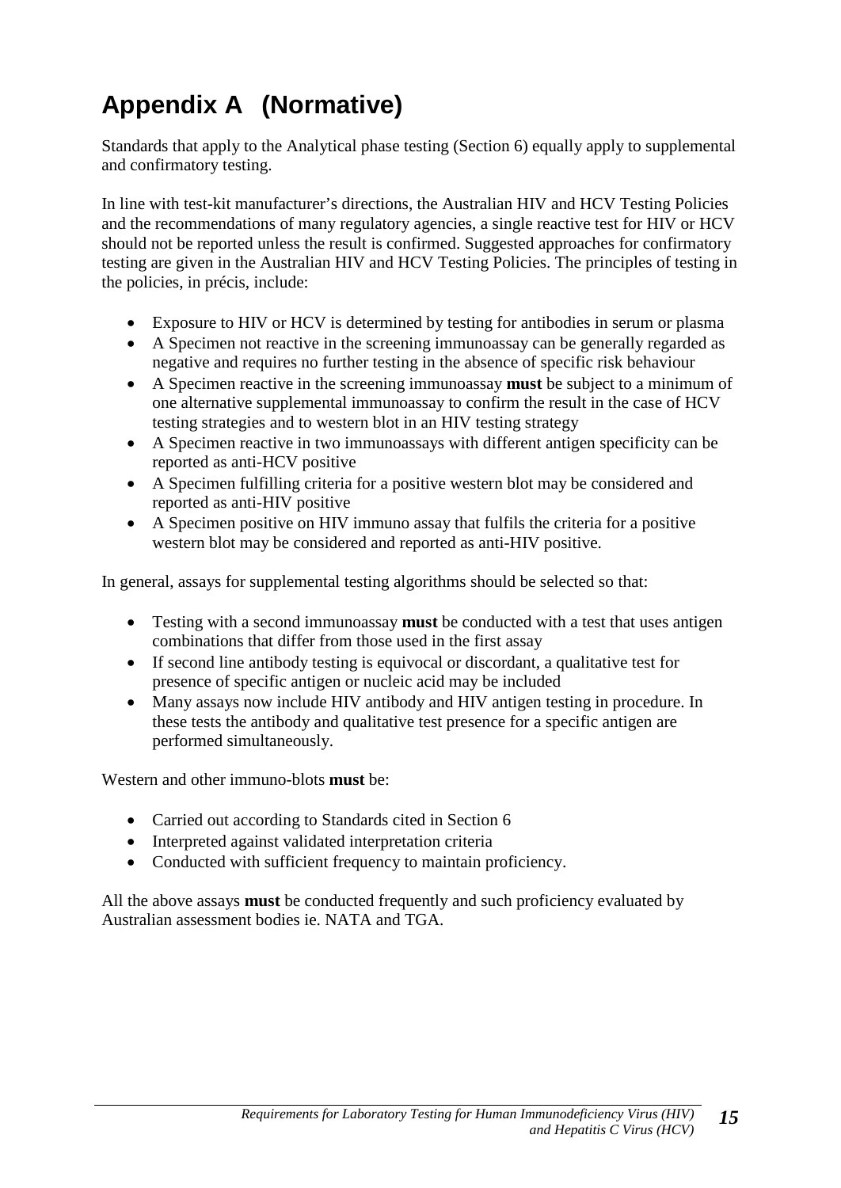# Appendix A (Normative)

Standards that apply to the Analytical phase testing (Section 6) equally apply to supplemental and confirmatory testing.

In line with test-kit manufacturer's directions, the Australian HIV and HCV Testing Policies and the recommendations of many regulatory agencies, a single reactive test for HIV or HCV should not be reported unless the result is confirmed. Suggested approaches for confirmatory testing are given in the Australian HIV and HCV Testing Policies. The principles of testing in the policies, in précis, include:

- Exposure to HIV or HCV is determined by testing for antibodies in serum or plasma
- A Specimen not reactive in the screening immunoassay can be generally regarded as negative and requires no further testing in the absence of specific risk behaviour
- A Specimen reactive in the screening immunoassay **must** be subject to a minimum of one alternative supplemental immunoassay to confirm the result in the case of HCV testing strategies and to western blot in an HIV testing strategy
- A Specimen reactive in two immunoassays with different antigen specificity can be reported as anti-HCV positive
- A Specimen fulfilling criteria for a positive western blot may be considered and reported as anti-HIV positive
- A Specimen positive on HIV immuno assay that fulfils the criteria for a positive western blot may be considered and reported as anti-HIV positive.

In general, assays for supplemental testing algorithms should be selected so that:

- Testing with a second immunoassay **must** be conducted with a test that uses antigen combinations that differ from those used in the first assay
- If second line antibody testing is equivocal or discordant, a qualitative test for presence of specific antigen or nucleic acid may be included
- Many assays now include HIV antibody and HIV antigen testing in procedure. In these tests the antibody and qualitative test presence for a specific antigen are performed simultaneously.

Western and other immuno-blots **must** be:

- Carried out according to Standards cited in Section 6
- Interpreted against validated interpretation criteria
- Conducted with sufficient frequency to maintain proficiency.

All the above assays **must** be conducted frequently and such proficiency evaluated by Australian assessment bodies ie. NATA and TGA.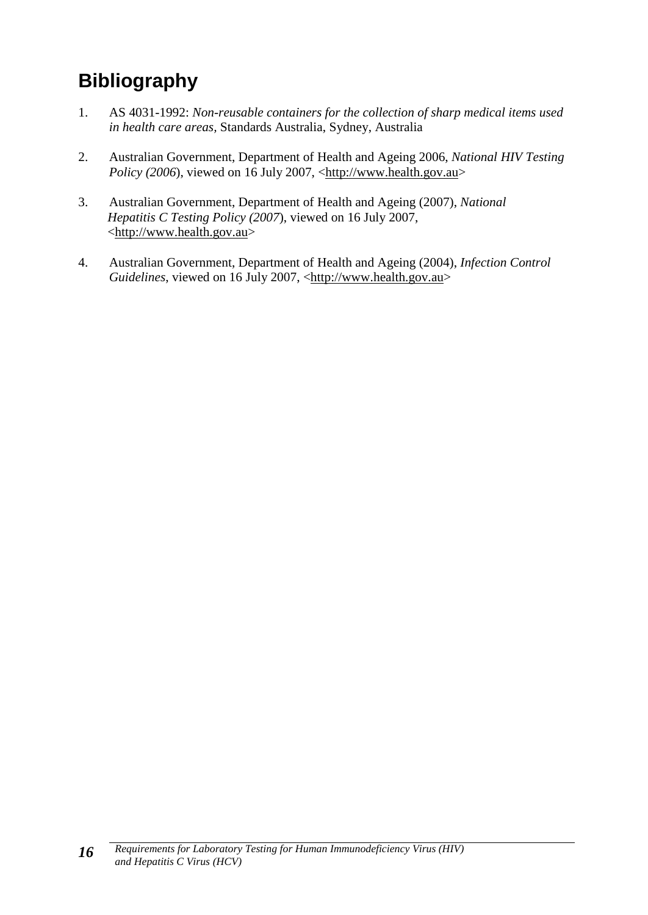# Bibliography

1. AS 4031-1992: *Non-reusable containers for the collection of sharp medical items used in health care areas*, Standards Australia, Sydney, Australia

2. Australian Government, Department of Health and Ageing 2006, *National HIV Testing Policy (2006*), viewed on 16 July 2007, <http://www.health.gov.au>

3. Australian Government, Department of Health and Ageing (2007), *National Hepatitis C Testing Policy (2007*), viewed on 16 July 2007, <http://www.health.gov.au>

4. Australian Government, Department of Health and Ageing (2004), *Infection Control Guidelines*, viewed on 16 July 2007, <http://www.health.gov.au>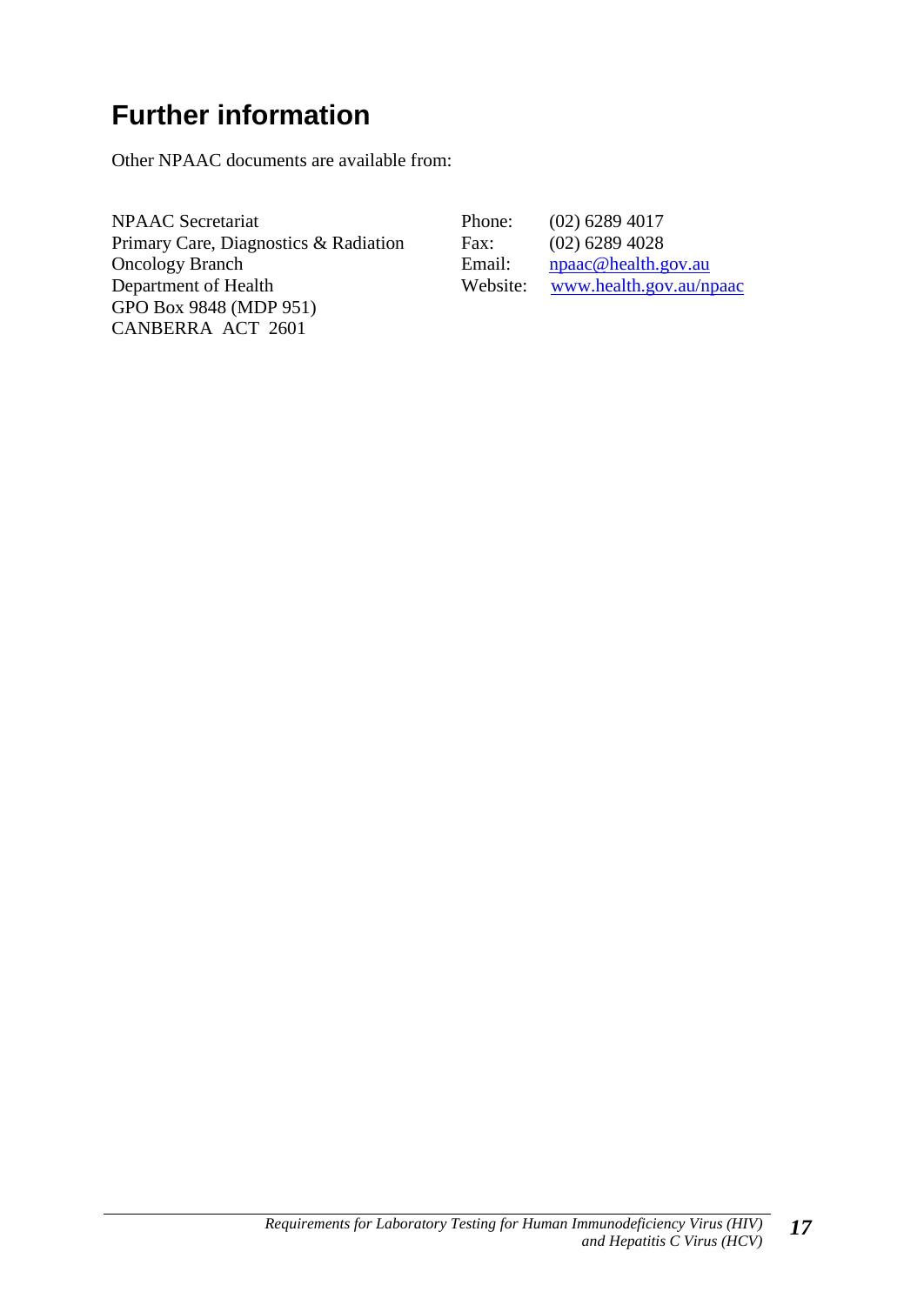# Further information

Other NPAAC documents are available from:

NPAAC Secretariat
Primary Care, Diagnostics & Radiation Oncology Branch
Department of Health
GPO Box 9848 (MDP 951)
CANBERRA ACT 2601

Phone: (02) 6289 4017
Fax: (02) 6289 4028
Email: npaac@health.gov.au
Website: www.health.gov.au/npaac